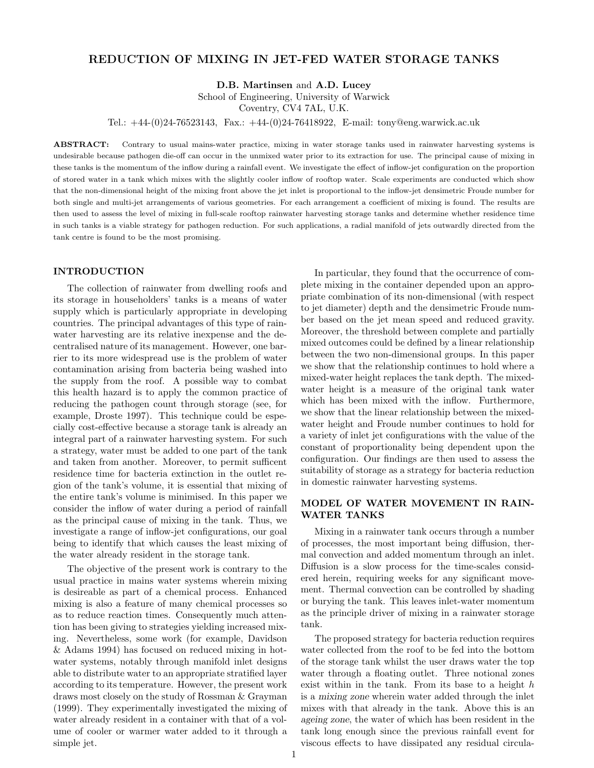# REDUCTION OF MIXING IN JET-FED WATER STORAGE TANKS

**D.B. Martinsen** and **A.D. Lucey**
School of Engineering, University of Warwick
Coventry, CV4 7AL, U.K.

Tel.: +44-(0)24-76523143, Fax.: +44-(0)24-76418922, E-mail: tony@eng.warwick.ac.uk

**ABSTRACT:** Contrary to usual mains-water practice, mixing in water storage tanks used in rainwater harvesting systems is undesirable because pathogen die-off can occur in the unmixed water prior to its extraction for use. The principal cause of mixing in these tanks is the momentum of the inflow during a rainfall event. We investigate the effect of inflow-jet configuration on the proportion of stored water in a tank which mixes with the slightly cooler inflow of rooftop water. Scale experiments are conducted which show that the non-dimensional height of the mixing front above the jet inlet is proportional to the inflow-jet densimetric Froude number for both single and multi-jet arrangements of various geometries. For each arrangement a coefficient of mixing is found. The results are then used to assess the level of mixing in full-scale rooftop rainwater harvesting storage tanks and determine whether residence time in such tanks is a viable strategy for pathogen reduction. For such applications, a radial manifold of jets outwardly directed from the tank centre is found to be the most promising.

## INTRODUCTION

The collection of rainwater from dwelling roofs and its storage in householders' tanks is a means of water supply which is particularly appropriate in developing countries. The principal advantages of this type of rainwater harvesting are its relative inexpense and the decentralised nature of its management. However, one barrier to its more widespread use is the problem of water contamination arising from bacteria being washed into the supply from the roof. A possible way to combat this health hazard is to apply the common practice of reducing the pathogen count through storage (see, for example, Droste 1997). This technique could be especially cost-effective because a storage tank is already an integral part of a rainwater harvesting system. For such a strategy, water must be added to one part of the tank and taken from another. Moreover, to permit sufficent residence time for bacteria extinction in the outlet region of the tank's volume, it is essential that mixing of the entire tank's volume is minimised. In this paper we consider the inflow of water during a period of rainfall as the principal cause of mixing in the tank. Thus, we investigate a range of inflow-jet configurations, our goal being to identify that which causes the least mixing of the water already resident in the storage tank.

The objective of the present work is contrary to the usual practice in mains water systems wherein mixing is desireable as part of a chemical process. Enhanced mixing is also a feature of many chemical processes so as to reduce reaction times. Consequently much attention has been giving to strategies yielding increased mixing. Nevertheless, some work (for example, Davidson & Adams 1994) has focused on reduced mixing in hot-water systems, notably through manifold inlet designs able to distribute water to an appropriate stratified layer according to its temperature. However, the present work draws most closely on the study of Rossman & Grayman (1999). They experimentally investigated the mixing of water already resident in a container with that of a volume of cooler or warmer water added to it through a simple jet.

In particular, they found that the occurrence of complete mixing in the container depended upon an appropriate combination of its non-dimensional (with respect to jet diameter) depth and the densimetric Froude number based on the jet mean speed and reduced gravity. Moreover, the threshold between complete and partially mixed outcomes could be defined by a linear relationship between the two non-dimensional groups. In this paper we show that the relationship continues to hold where a mixed-water height replaces the tank depth. The mixed-water height is a measure of the original tank water which has been mixed with the inflow. Furthermore, we show that the linear relationship between the mixed-water height and Froude number continues to hold for a variety of inlet jet configurations with the value of the constant of proportionality being dependent upon the configuration. Our findings are then used to assess the suitability of storage as a strategy for bacteria reduction in domestic rainwater harvesting systems.

## MODEL OF WATER MOVEMENT IN RAINWATER TANKS

Mixing in a rainwater tank occurs through a number of processes, the most important being diffusion, thermal convection and added momentum through an inlet. Diffusion is a slow process for the time-scales considered herein, requiring weeks for any significant movement. Thermal convection can be controlled by shading or burying the tank. This leaves inlet-water momentum as the principle driver of mixing in a rainwater storage tank.

The proposed strategy for bacteria reduction requires water collected from the roof to be fed into the bottom of the storage tank whilst the user draws water the top water through a floating outlet. Three notional zones exist within in the tank. From its base to a height $h$ is a *mixing zone* wherein water added through the inlet mixes with that already in the tank. Above this is an *ageing zone*, the water of which has been resident in the tank long enough since the previous rainfall event for viscous effects to have dissipated any residual circula-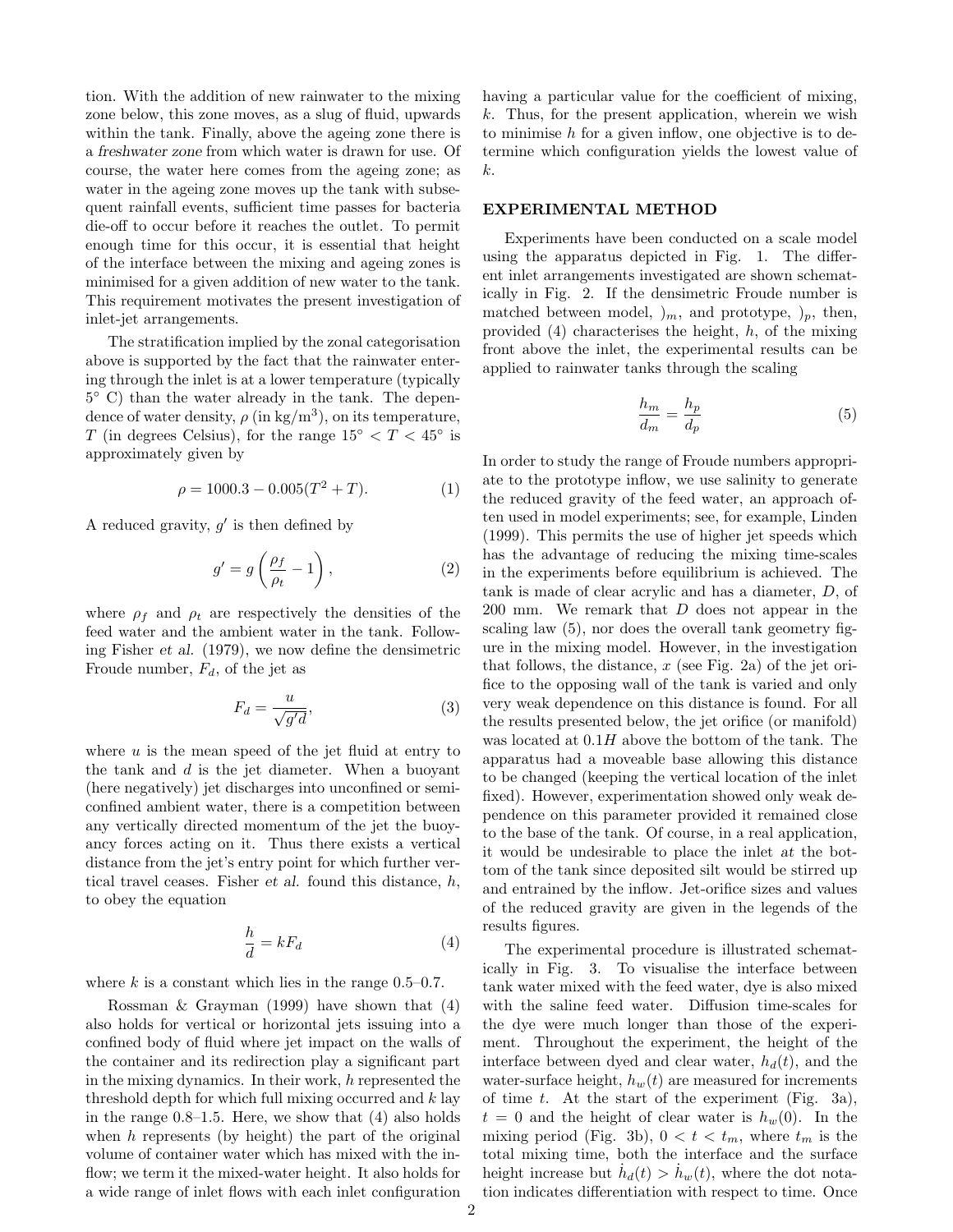tion. With the addition of new rainwater to the mixing zone below, this zone moves, as a slug of fluid, upwards within the tank. Finally, above the ageing zone there is a *freshwater zone* from which water is drawn for use. Of course, the water here comes from the ageing zone; as water in the ageing zone moves up the tank with subsequent rainfall events, sufficient time passes for bacteria die-off to occur before it reaches the outlet. To permit enough time for this occur, it is essential that height of the interface between the mixing and ageing zones is minimised for a given addition of new water to the tank. This requirement motivates the present investigation of inlet-jet arrangements.

The stratification implied by the zonal categorisation above is supported by the fact that the rainwater entering through the inlet is at a lower temperature (typically 5° C) than the water already in the tank. The dependence of water density, $\rho$ (in kg/m$^3$), on its temperature, $T$ (in degrees Celsius), for the range $15^\circ < T < 45^\circ$ is approximately given by

$$\rho = 1000.3 - 0.005(T^2 + T). \tag{1}$$

A reduced gravity, $g'$ is then defined by

$$g' = g\left(\frac{\rho_f}{\rho_t} - 1\right), \tag{2}$$

where $\rho_f$ and $\rho_t$ are respectively the densities of the feed water and the ambient water in the tank. Following Fisher *et al.* (1979), we now define the densimetric Froude number, $F_d$, of the jet as

$$F_d = \frac{u}{\sqrt{g'd}}, \tag{3}$$

where $u$ is the mean speed of the jet fluid at entry to the tank and $d$ is the jet diameter. When a buoyant (here negatively) jet discharges into unconfined or semi-confined ambient water, there is a competition between any vertically directed momentum of the jet the buoyancy forces acting on it. Thus there exists a vertical distance from the jet's entry point for which further vertical travel ceases. Fisher *et al.* found this distance, $h$, to obey the equation

$$\frac{h}{d} = kF_d \tag{4}$$

where $k$ is a constant which lies in the range 0.5–0.7.

Rossman & Grayman (1999) have shown that (4) also holds for vertical or horizontal jets issuing into a confined body of fluid where jet impact on the walls of the container and its redirection play a significant part in the mixing dynamics. In their work, $h$ represented the threshold depth for which full mixing occurred and $k$ lay in the range 0.8–1.5. Here, we show that (4) also holds when $h$ represents (by height) the part of the original volume of container water which has mixed with the inflow; we term it the mixed-water height. It also holds for a wide range of inlet flows with each inlet configuration having a particular value for the coefficient of mixing, $k$. Thus, for the present application, wherein we wish to minimise $h$ for a given inflow, one objective is to determine which configuration yields the lowest value of $k$.

## EXPERIMENTAL METHOD

Experiments have been conducted on a scale model using the apparatus depicted in Fig. 1. The different inlet arrangements investigated are shown schematically in Fig. 2. If the densimetric Froude number is matched between model, $)_m$, and prototype, $)_p$, then, provided (4) characterises the height, $h$, of the mixing front above the inlet, the experimental results can be applied to rainwater tanks through the scaling

$$\frac{h_m}{d_m} = \frac{h_p}{d_p} \tag{5}$$

In order to study the range of Froude numbers appropriate to the prototype inflow, we use salinity to generate the reduced gravity of the feed water, an approach often used in model experiments; see, for example, Linden (1999). This permits the use of higher jet speeds which has the advantage of reducing the mixing time-scales in the experiments before equilibrium is achieved. The tank is made of clear acrylic and has a diameter, $D$, of 200 mm. We remark that $D$ does not appear in the scaling law (5), nor does the overall tank geometry figure in the mixing model. However, in the investigation that follows, the distance, $x$ (see Fig. 2a) of the jet orifice to the opposing wall of the tank is varied and only very weak dependence on this distance is found. For all the results presented below, the jet orifice (or manifold) was located at $0.1H$ above the bottom of the tank. The apparatus had a moveable base allowing this distance to be changed (keeping the vertical location of the inlet fixed). However, experimentation showed only weak dependence on this parameter provided it remained close to the base of the tank. Of course, in a real application, it would be undesirable to place the inlet *at* the bottom of the tank since deposited silt would be stirred up and entrained by the inflow. Jet-orifice sizes and values of the reduced gravity are given in the legends of the results figures.

The experimental procedure is illustrated schematically in Fig. 3. To visualise the interface between tank water mixed with the feed water, dye is also mixed with the saline feed water. Diffusion time-scales for the dye were much longer than those of the experiment. Throughout the experiment, the height of the interface between dyed and clear water, $h_d(t)$, and the water-surface height, $h_w(t)$ are measured for increments of time $t$. At the start of the experiment (Fig. 3a), $t = 0$ and the height of clear water is $h_w(0)$. In the mixing period (Fig. 3b), $0 < t < t_m$, where $t_m$ is the total mixing time, both the interface and the surface height increase but $\dot{h}_d(t) > \dot{h}_w(t)$, where the dot notation indicates differentiation with respect to time. Once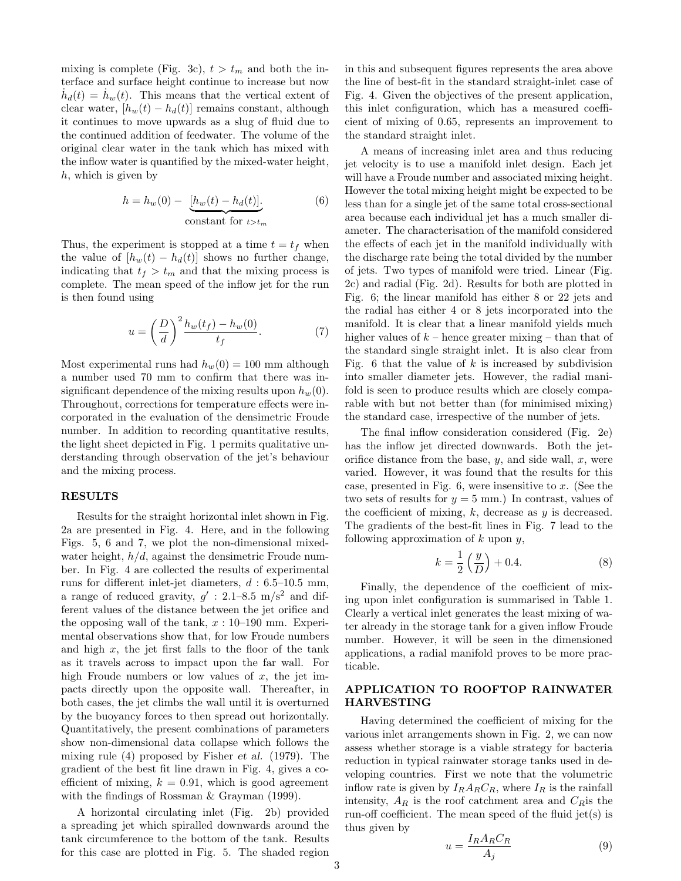mixing is complete (Fig. 3c), $t > t_m$ and both the interface and surface height continue to increase but now $\dot{h}_d(t) = \dot{h}_w(t)$. This means that the vertical extent of clear water, $[h_w(t) - h_d(t)]$ remains constant, although it continues to move upwards as a slug of fluid due to the continued addition of feedwater. The volume of the original clear water in the tank which has mixed with the inflow water is quantified by the mixed-water height, $h$, which is given by

$$h = h_w(0) - \underbrace{[h_w(t) - h_d(t)]}_{\text{constant for } t > t_m}. \quad (6)$$

Thus, the experiment is stopped at a time $t = t_f$ when the value of $[h_w(t) - h_d(t)]$ shows no further change, indicating that $t_f > t_m$ and that the mixing process is complete. The mean speed of the inflow jet for the run is then found using

$$u = \left(\frac{D}{d}\right)^2 \frac{h_w(t_f) - h_w(0)}{t_f}. \quad (7)$$

Most experimental runs had $h_w(0) = 100$ mm although a number used 70 mm to confirm that there was insignificant dependence of the mixing results upon $h_w(0)$. Throughout, corrections for temperature effects were incorporated in the evaluation of the densimetric Froude number. In addition to recording quantitative results, the light sheet depicted in Fig. 1 permits qualitative understanding through observation of the jet's behaviour and the mixing process.

## RESULTS

Results for the straight horizontal inlet shown in Fig. 2a are presented in Fig. 4. Here, and in the following Figs. 5, 6 and 7, we plot the non-dimensional mixed-water height, $h/d$, against the densimetric Froude number. In Fig. 4 are collected the results of experimental runs for different inlet-jet diameters, $d$ : 6.5–10.5 mm, a range of reduced gravity, $g'$ : 2.1–8.5 m/s$^2$ and different values of the distance between the jet orifice and the opposing wall of the tank, $x$ : 10–190 mm. Experimental observations show that, for low Froude numbers and high $x$, the jet first falls to the floor of the tank as it travels across to impact upon the far wall. For high Froude numbers or low values of $x$, the jet impacts directly upon the opposite wall. Thereafter, in both cases, the jet climbs the wall until it is overturned by the buoyancy forces to then spread out horizontally. Quantitatively, the present combinations of parameters show non-dimensional data collapse which follows the mixing rule (4) proposed by Fisher *et al.* (1979). The gradient of the best fit line drawn in Fig. 4, gives a coefficient of mixing, $k = 0.91$, which is good agreement with the findings of Rossman & Grayman (1999).

A horizontal circulating inlet (Fig. 2b) provided a spreading jet which spiralled downwards around the tank circumference to the bottom of the tank. Results for this case are plotted in Fig. 5. The shaded region in this and subsequent figures represents the area above the line of best-fit in the standard straight-inlet case of Fig. 4. Given the objectives of the present application, this inlet configuration, which has a measured coefficient of mixing of 0.65, represents an improvement to the standard straight inlet.

A means of increasing inlet area and thus reducing jet velocity is to use a manifold inlet design. Each jet will have a Froude number and associated mixing height. However the total mixing height might be expected to be less than for a single jet of the same total cross-sectional area because each individual jet has a much smaller diameter. The characterisation of the manifold considered the effects of each jet in the manifold individually with the discharge rate being the total divided by the number of jets. Two types of manifold were tried. Linear (Fig. 2c) and radial (Fig. 2d). Results for both are plotted in Fig. 6; the linear manifold has either 8 or 22 jets and the radial has either 4 or 8 jets incorporated into the manifold. It is clear that a linear manifold yields much higher values of $k$ – hence greater mixing – than that of the standard single straight inlet. It is also clear from Fig. 6 that the value of $k$ is increased by subdivision into smaller diameter jets. However, the radial manifold is seen to produce results which are closely comparable with but not better than (for minimised mixing) the standard case, irrespective of the number of jets.

The final inflow consideration considered (Fig. 2e) has the inflow jet directed downwards. Both the jet-orifice distance from the base, $y$, and side wall, $x$, were varied. However, it was found that the results for this case, presented in Fig. 6, were insensitive to $x$. (See the two sets of results for $y = 5$ mm.) In contrast, values of the coefficient of mixing, $k$, decrease as $y$ is decreased. The gradients of the best-fit lines in Fig. 7 lead to the following approximation of $k$ upon $y$,

$$k = \frac{1}{2}\left(\frac{y}{D}\right) + 0.4. \quad (8)$$

Finally, the dependence of the coefficient of mixing upon inlet configuration is summarised in Table 1. Clearly a vertical inlet generates the least mixing of water already in the storage tank for a given inflow Froude number. However, it will be seen in the dimensioned applications, a radial manifold proves to be more practicable.

## APPLICATION TO ROOFTOP RAINWATER HARVESTING

Having determined the coefficient of mixing for the various inlet arrangements shown in Fig. 2, we can now assess whether storage is a viable strategy for bacteria reduction in typical rainwater storage tanks used in developing countries. First we note that the volumetric inflow rate is given by $I_R A_R C_R$, where $I_R$ is the rainfall intensity, $A_R$ is the roof catchment area and $C_R$is the run-off coefficient. The mean speed of the fluid jet(s) is thus given by

$$u = \frac{I_R A_R C_R}{A_j} \quad (9)$$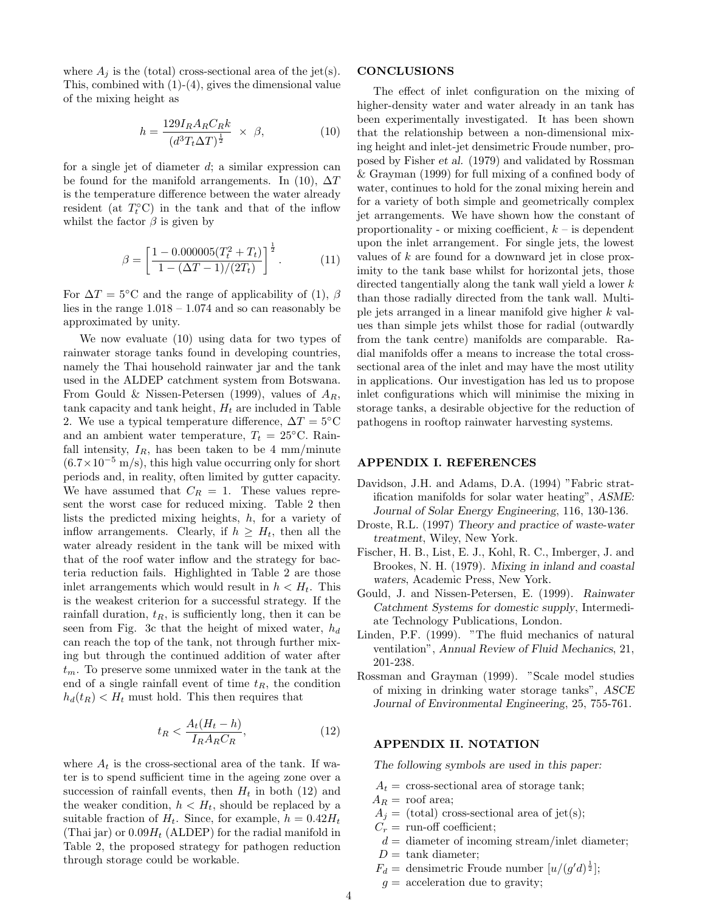where $A_j$ is the (total) cross-sectional area of the jet(s). This, combined with (1)-(4), gives the dimensional value of the mixing height as

$$h = \frac{129 I_R A_R C_R k}{(d^3 T_t \Delta T)^{\frac{1}{2}}} \times \beta, \tag{10}$$

for a single jet of diameter $d$; a similar expression can be found for the manifold arrangements. In (10), $\Delta T$ is the temperature difference between the water already resident (at $T_t^\circ$C) in the tank and that of the inflow whilst the factor $\beta$ is given by

$$\beta = \left[ \frac{1 - 0.000005(T_t^2 + T_t)}{1 - (\Delta T - 1)/(2T_t)} \right]^{\frac{1}{2}}. \tag{11}$$

For $\Delta T = 5^\circ$C and the range of applicability of (1), $\beta$ lies in the range 1.018 – 1.074 and so can reasonably be approximated by unity.

We now evaluate (10) using data for two types of rainwater storage tanks found in developing countries, namely the Thai household rainwater jar and the tank used in the ALDEP catchment system from Botswana. From Gould & Nissen-Petersen (1999), values of $A_R$, tank capacity and tank height, $H_t$ are included in Table 2. We use a typical temperature difference, $\Delta T = 5^\circ$C and an ambient water temperature, $T_t = 25^\circ$C. Rainfall intensity, $I_R$, has been taken to be 4 mm/minute ($6.7 \times 10^{-5}$ m/s), this high value occurring only for short periods and, in reality, often limited by gutter capacity. We have assumed that $C_R = 1$. These values represent the worst case for reduced mixing. Table 2 then lists the predicted mixing heights, $h$, for a variety of inflow arrangements. Clearly, if $h \geq H_t$, then all the water already resident in the tank will be mixed with that of the roof water inflow and the strategy for bacteria reduction fails. Highlighted in Table 2 are those inlet arrangements which would result in $h < H_t$. This is the weakest criterion for a successful strategy. If the rainfall duration, $t_R$, is sufficiently long, then it can be seen from Fig. 3c that the height of mixed water, $h_d$ can reach the top of the tank, not through further mixing but through the continued addition of water after $t_m$. To preserve some unmixed water in the tank at the end of a single rainfall event of time $t_R$, the condition $h_d(t_R) < H_t$ must hold. This then requires that

$$t_R < \frac{A_t(H_t - h)}{I_R A_R C_R}, \tag{12}$$

where $A_t$ is the cross-sectional area of the tank. If water is to spend sufficient time in the ageing zone over a succession of rainfall events, then $H_t$ in both (12) and the weaker condition, $h < H_t$, should be replaced by a suitable fraction of $H_t$. Since, for example, $h = 0.42H_t$ (Thai jar) or $0.09H_t$ (ALDEP) for the radial manifold in Table 2, the proposed strategy for pathogen reduction through storage could be workable.

## CONCLUSIONS

The effect of inlet configuration on the mixing of higher-density water and water already in an tank has been experimentally investigated. It has been shown that the relationship between a non-dimensional mixing height and inlet-jet densimetric Froude number, proposed by Fisher *et al.* (1979) and validated by Rossman & Grayman (1999) for full mixing of a confined body of water, continues to hold for the zonal mixing herein and for a variety of both simple and geometrically complex jet arrangements. We have shown how the constant of proportionality - or mixing coefficient, $k$ – is dependent upon the inlet arrangement. For single jets, the lowest values of $k$ are found for a downward jet in close proximity to the tank base whilst for horizontal jets, those directed tangentially along the tank wall yield a lower $k$ than those radially directed from the tank wall. Multiple jets arranged in a linear manifold give higher $k$ values than simple jets whilst those for radial (outwardly from the tank centre) manifolds are comparable. Radial manifolds offer a means to increase the total cross-sectional area of the inlet and may have the most utility in applications. Our investigation has led us to propose inlet configurations which will minimise the mixing in storage tanks, a desirable objective for the reduction of pathogens in rooftop rainwater harvesting systems.

## APPENDIX I. REFERENCES

Davidson, J.H. and Adams, D.A. (1994) "Fabric stratification manifolds for solar water heating", *ASME: Journal of Solar Energy Engineering*, 116, 130-136.

Droste, R.L. (1997) *Theory and practice of waste-water treatment*, Wiley, New York.

Fischer, H. B., List, E. J., Kohl, R. C., Imberger, J. and Brookes, N. H. (1979). *Mixing in inland and coastal waters*, Academic Press, New York.

Gould, J. and Nissen-Petersen, E. (1999). *Rainwater Catchment Systems for domestic supply*, Intermediate Technology Publications, London.

Linden, P.F. (1999). "The fluid mechanics of natural ventilation", *Annual Review of Fluid Mechanics*, 21, 201-238.

Rossman and Grayman (1999). "Scale model studies of mixing in drinking water storage tanks", *ASCE Journal of Environmental Engineering*, 25, 755-761.

## APPENDIX II. NOTATION

*The following symbols are used in this paper:*

- $A_t$ = cross-sectional area of storage tank;
- $A_R$ = roof area;
- $A_j$ = (total) cross-sectional area of jet(s);
- $C_r$ = run-off coefficient;
- $d$ = diameter of incoming stream/inlet diameter;
- $D$ = tank diameter;
- $F_d$ = densimetric Froude number $[u/(g'd)^{\frac{1}{2}}]$;
- $g$ = acceleration due to gravity;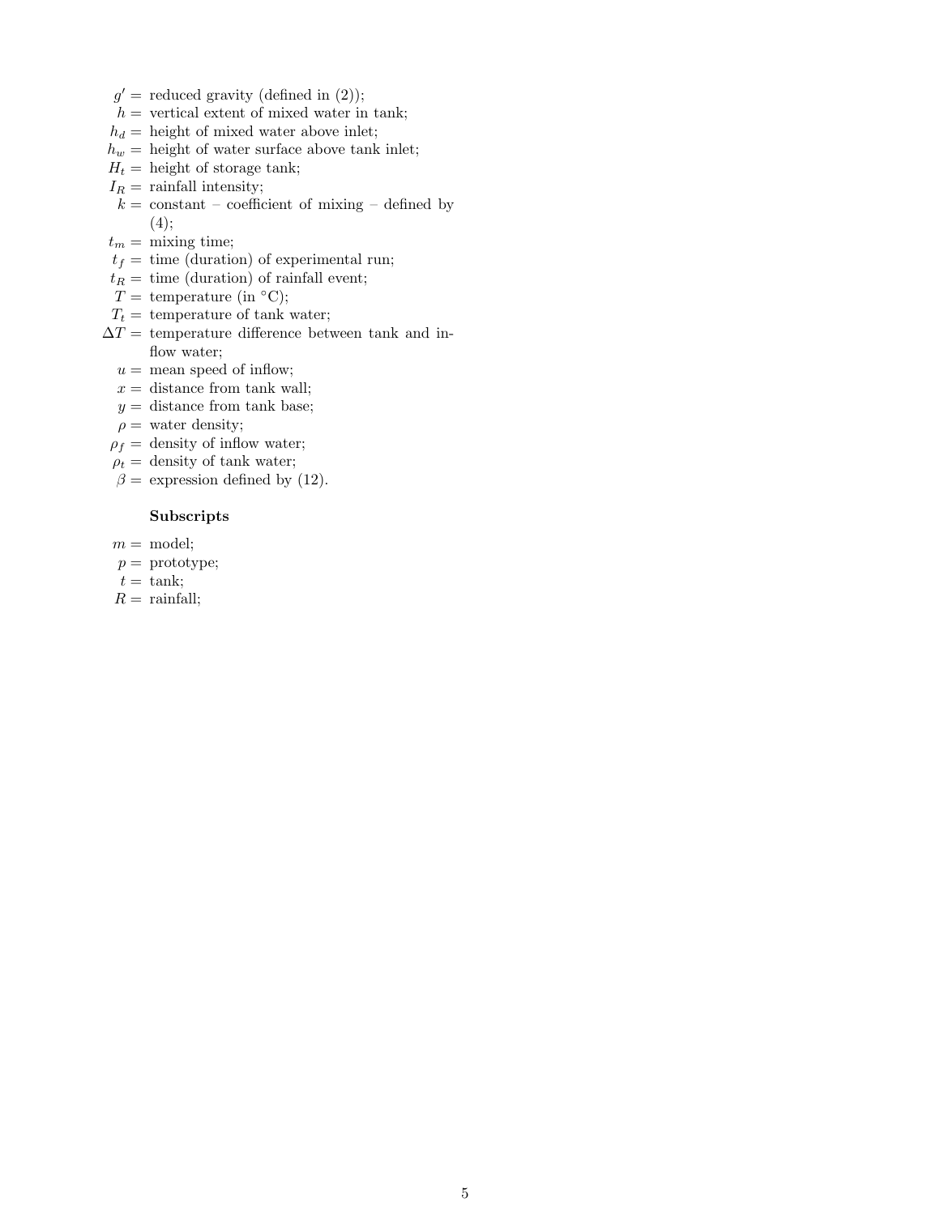$g'$ = reduced gravity (defined in (2));
$h$ = vertical extent of mixed water in tank;
$h_d$ = height of mixed water above inlet;
$h_w$ = height of water surface above tank inlet;
$H_t$ = height of storage tank;
$I_R$ = rainfall intensity;
$k$ = constant – coefficient of mixing – defined by (4);
$t_m$ = mixing time;
$t_f$ = time (duration) of experimental run;
$t_R$ = time (duration) of rainfall event;
$T$ = temperature (in °C);
$T_t$ = temperature of tank water;
$\Delta T$ = temperature difference between tank and inflow water;
$u$ = mean speed of inflow;
$x$ = distance from tank wall;
$y$ = distance from tank base;
$\rho$ = water density;
$\rho_f$ = density of inflow water;
$\rho_t$ = density of tank water;
$\beta$ = expression defined by (12).

**Subscripts**

$m$ = model;
$p$ = prototype;
$t$ = tank;
$R$ = rainfall;